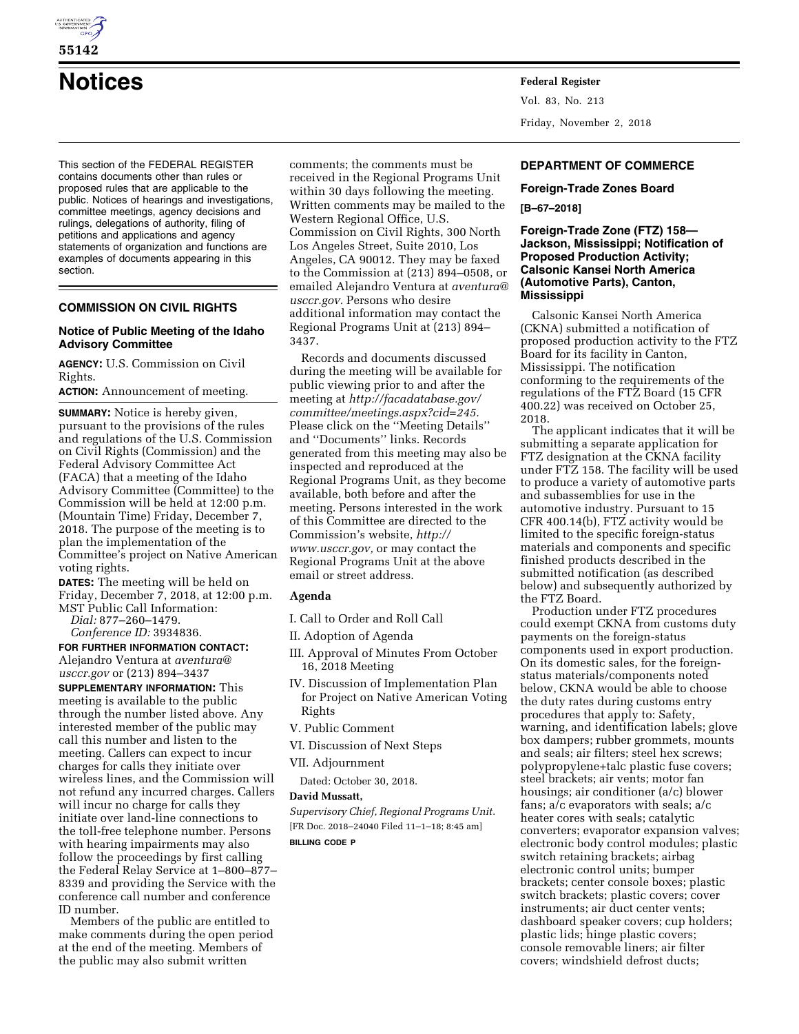# Notices

This section of the FEDERAL REGISTER contains documents other than rules or proposed rules that are applicable to the public. Notices of hearings and investigations, committee meetings, agency decisions and rulings, delegations of authority, filing of petitions and applications and agency statements of organization and functions are examples of documents appearing in this section.

## COMMISSION ON CIVIL RIGHTS

### Notice of Public Meeting of the Idaho Advisory Committee

**AGENCY:** U.S. Commission on Civil Rights.

**ACTION:** Announcement of meeting.

**SUMMARY:** Notice is hereby given, pursuant to the provisions of the rules and regulations of the U.S. Commission on Civil Rights (Commission) and the Federal Advisory Committee Act (FACA) that a meeting of the Idaho Advisory Committee (Committee) to the Commission will be held at 12:00 p.m. (Mountain Time) Friday, December 7, 2018. The purpose of the meeting is to plan the implementation of the Committee's project on Native American voting rights.

**DATES:** The meeting will be held on Friday, December 7, 2018, at 12:00 p.m. MST Public Call Information:

*Dial:* 877–260–1479.
*Conference ID:* 3934836.

**FOR FURTHER INFORMATION CONTACT:** Alejandro Ventura at *aventura@usccr.gov* or (213) 894–3437

**SUPPLEMENTARY INFORMATION:** This meeting is available to the public through the number listed above. Any interested member of the public may call this number and listen to the meeting. Callers can expect to incur charges for calls they initiate over wireless lines, and the Commission will not refund any incurred charges. Callers will incur no charge for calls they initiate over land-line connections to the toll-free telephone number. Persons with hearing impairments may also follow the proceedings by first calling the Federal Relay Service at 1–800–877–8339 and providing the Service with the conference call number and conference ID number.

Members of the public are entitled to make comments during the open period at the end of the meeting. Members of the public may also submit written comments; the comments must be received in the Regional Programs Unit within 30 days following the meeting. Written comments may be mailed to the Western Regional Office, U.S. Commission on Civil Rights, 300 North Los Angeles Street, Suite 2010, Los Angeles, CA 90012. They may be faxed to the Commission at (213) 894–0508, or emailed Alejandro Ventura at *aventura@usccr.gov.* Persons who desire additional information may contact the Regional Programs Unit at (213) 894–3437.

Records and documents discussed during the meeting will be available for public viewing prior to and after the meeting at *http://facadatabase.gov/committee/meetings.aspx?cid=245.* Please click on the ''Meeting Details'' and ''Documents'' links. Records generated from this meeting may also be inspected and reproduced at the Regional Programs Unit, as they become available, both before and after the meeting. Persons interested in the work of this Committee are directed to the Commission's website, *http://www.usccr.gov,* or may contact the Regional Programs Unit at the above email or street address.

#### Agenda

I. Call to Order and Roll Call
II. Adoption of Agenda
III. Approval of Minutes From October 16, 2018 Meeting
IV. Discussion of Implementation Plan for Project on Native American Voting Rights
V. Public Comment
VI. Discussion of Next Steps
VII. Adjournment

Dated: October 30, 2018.

**David Mussatt,**

*Supervisory Chief, Regional Programs Unit.*

[FR Doc. 2018–24040 Filed 11–1–18; 8:45 am]

**BILLING CODE P**

## DEPARTMENT OF COMMERCE

### Foreign-Trade Zones Board

**[B–67–2018]**

### Foreign-Trade Zone (FTZ) 158—Jackson, Mississippi; Notification of Proposed Production Activity; Calsonic Kansei North America (Automotive Parts), Canton, Mississippi

Calsonic Kansei North America (CKNA) submitted a notification of proposed production activity to the FTZ Board for its facility in Canton, Mississippi. The notification conforming to the requirements of the regulations of the FTZ Board (15 CFR 400.22) was received on October 25, 2018.

The applicant indicates that it will be submitting a separate application for FTZ designation at the CKNA facility under FTZ 158. The facility will be used to produce a variety of automotive parts and subassemblies for use in the automotive industry. Pursuant to 15 CFR 400.14(b), FTZ activity would be limited to the specific foreign-status materials and components and specific finished products described in the submitted notification (as described below) and subsequently authorized by the FTZ Board.

Production under FTZ procedures could exempt CKNA from customs duty payments on the foreign-status components used in export production. On its domestic sales, for the foreign-status materials/components noted below, CKNA would be able to choose the duty rates during customs entry procedures that apply to: Safety, warning, and identification labels; glove box dampers; rubber grommets, mounts and seals; air filters; steel hex screws; polypropylene+talc plastic fuse covers; steel brackets; air vents; motor fan housings; air conditioner (a/c) blower fans; a/c evaporators with seals; a/c heater cores with seals; catalytic converters; evaporator expansion valves; electronic body control modules; plastic switch retaining brackets; airbag electronic control units; bumper brackets; center console boxes; plastic switch brackets; plastic covers; cover instruments; air duct center vents; dashboard speaker covers; cup holders; plastic lids; hinge plastic covers; console removable liners; air filter covers; windshield defrost ducts;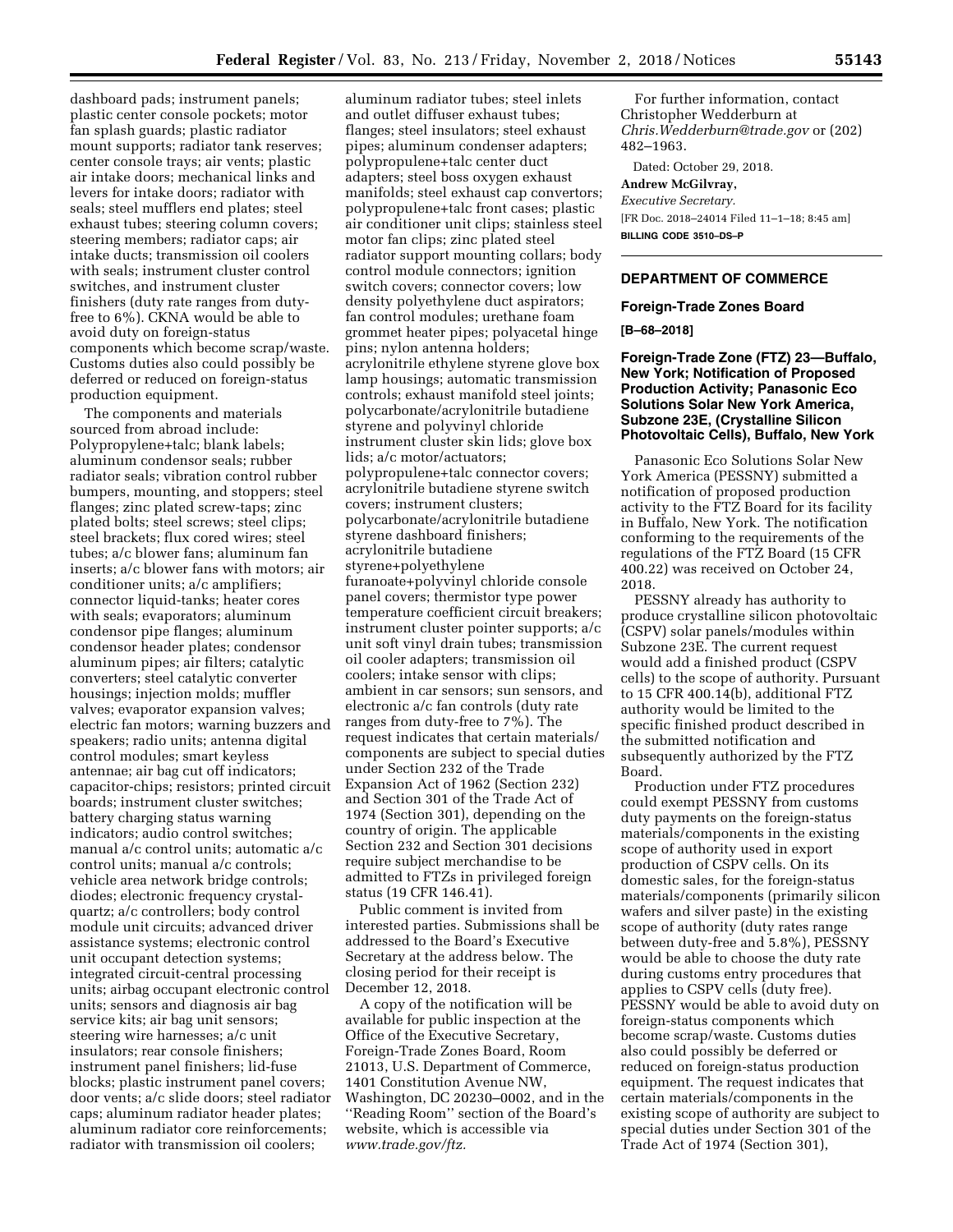dashboard pads; instrument panels; plastic center console pockets; motor fan splash guards; plastic radiator mount supports; radiator tank reserves; center console trays; air vents; plastic air intake doors; mechanical links and levers for intake doors; radiator with seals; steel mufflers end plates; steel exhaust tubes; steering column covers; steering members; radiator caps; air intake ducts; transmission oil coolers with seals; instrument cluster control switches, and instrument cluster finishers (duty rate ranges from duty-free to 6%). CKNA would be able to avoid duty on foreign-status components which become scrap/waste. Customs duties also could possibly be deferred or reduced on foreign-status production equipment.

The components and materials sourced from abroad include: Polypropylene+talc; blank labels; aluminum condensor seals; rubber radiator seals; vibration control rubber bumpers, mounting, and stoppers; steel flanges; zinc plated screw-taps; zinc plated bolts; steel screws; steel clips; steel brackets; flux cored wires; steel tubes; a/c blower fans; aluminum fan inserts; a/c blower fans with motors; air conditioner units; a/c amplifiers; connector liquid-tanks; heater cores with seals; evaporators; aluminum condensor pipe flanges; aluminum condensor header plates; condensor aluminum pipes; air filters; catalytic converters; steel catalytic converter housings; injection molds; muffler valves; evaporator expansion valves; electric fan motors; warning buzzers and speakers; radio units; antenna digital control modules; smart keyless antennae; air bag cut off indicators; capacitor-chips; resistors; printed circuit boards; instrument cluster switches; battery charging status warning indicators; audio control switches; manual a/c control units; automatic a/c control units; manual a/c controls; vehicle area network bridge controls; diodes; electronic frequency crystal-quartz; a/c controllers; body control module unit circuits; advanced driver assistance systems; electronic control unit occupant detection systems; integrated circuit-central processing units; airbag occupant electronic control units; sensors and diagnosis air bag service kits; air bag unit sensors; steering wire harnesses; a/c unit insulators; rear console finishers; instrument panel finishers; lid-fuse blocks; plastic instrument panel covers; door vents; a/c slide doors; steel radiator caps; aluminum radiator header plates; aluminum radiator core reinforcements; radiator with transmission oil coolers; aluminum radiator tubes; steel inlets and outlet diffuser exhaust tubes; flanges; steel insulators; steel exhaust pipes; aluminum condenser adapters; polypropulene+talc center duct adapters; steel boss oxygen exhaust manifolds; steel exhaust cap convertors; polypropulene+talc front cases; plastic air conditioner unit clips; stainless steel motor fan clips; zinc plated steel radiator support mounting collars; body control module connectors; ignition switch covers; connector covers; low density polyethylene duct aspirators; fan control modules; urethane foam grommet heater pipes; polyacetal hinge pins; nylon antenna holders; acrylonitrile ethylene styrene glove box lamp housings; automatic transmission controls; exhaust manifold steel joints; polycarbonate/acrylonitrile butadiene styrene and polyvinyl chloride instrument cluster skin lids; glove box lids; a/c motor/actuators; polypropulene+talc connector covers; acrylonitrile butadiene styrene switch covers; instrument clusters; polycarbonate/acrylonitrile butadiene styrene dashboard finishers; acrylonitrile butadiene styrene+polyethylene furanoate+polyvinyl chloride console panel covers; thermistor type power temperature coefficient circuit breakers; instrument cluster pointer supports; a/c unit soft vinyl drain tubes; transmission oil cooler adapters; transmission oil coolers; intake sensor with clips; ambient in car sensors; sun sensors, and electronic a/c fan controls (duty rate ranges from duty-free to 7%). The request indicates that certain materials/components are subject to special duties under Section 232 of the Trade Expansion Act of 1962 (Section 232) and Section 301 of the Trade Act of 1974 (Section 301), depending on the country of origin. The applicable Section 232 and Section 301 decisions require subject merchandise to be admitted to FTZs in privileged foreign status (19 CFR 146.41).

Public comment is invited from interested parties. Submissions shall be addressed to the Board's Executive Secretary at the address below. The closing period for their receipt is December 12, 2018.

A copy of the notification will be available for public inspection at the Office of the Executive Secretary, Foreign-Trade Zones Board, Room 21013, U.S. Department of Commerce, 1401 Constitution Avenue NW, Washington, DC 20230–0002, and in the ''Reading Room'' section of the Board's website, which is accessible via *www.trade.gov/ftz.*

For further information, contact Christopher Wedderburn at *Chris.Wedderburn@trade.gov* or (202) 482–1963.

Dated: October 29, 2018.

**Andrew McGilvray,**

*Executive Secretary.*

[FR Doc. 2018–24014 Filed 11–1–18; 8:45 am]

**BILLING CODE 3510–DS–P**

## DEPARTMENT OF COMMERCE

### Foreign-Trade Zones Board

**[B–68–2018]**

### Foreign-Trade Zone (FTZ) 23—Buffalo, New York; Notification of Proposed Production Activity; Panasonic Eco Solutions Solar New York America, Subzone 23E, (Crystalline Silicon Photovoltaic Cells), Buffalo, New York

Panasonic Eco Solutions Solar New York America (PESSNY) submitted a notification of proposed production activity to the FTZ Board for its facility in Buffalo, New York. The notification conforming to the requirements of the regulations of the FTZ Board (15 CFR 400.22) was received on October 24, 2018.

PESSNY already has authority to produce crystalline silicon photovoltaic (CSPV) solar panels/modules within Subzone 23E. The current request would add a finished product (CSPV cells) to the scope of authority. Pursuant to 15 CFR 400.14(b), additional FTZ authority would be limited to the specific finished product described in the submitted notification and subsequently authorized by the FTZ Board.

Production under FTZ procedures could exempt PESSNY from customs duty payments on the foreign-status materials/components in the existing scope of authority used in export production of CSPV cells. On its domestic sales, for the foreign-status materials/components (primarily silicon wafers and silver paste) in the existing scope of authority (duty rates range between duty-free and 5.8%), PESSNY would be able to choose the duty rate during customs entry procedures that applies to CSPV cells (duty free). PESSNY would be able to avoid duty on foreign-status components which become scrap/waste. Customs duties also could possibly be deferred or reduced on foreign-status production equipment. The request indicates that certain materials/components in the existing scope of authority are subject to special duties under Section 301 of the Trade Act of 1974 (Section 301),